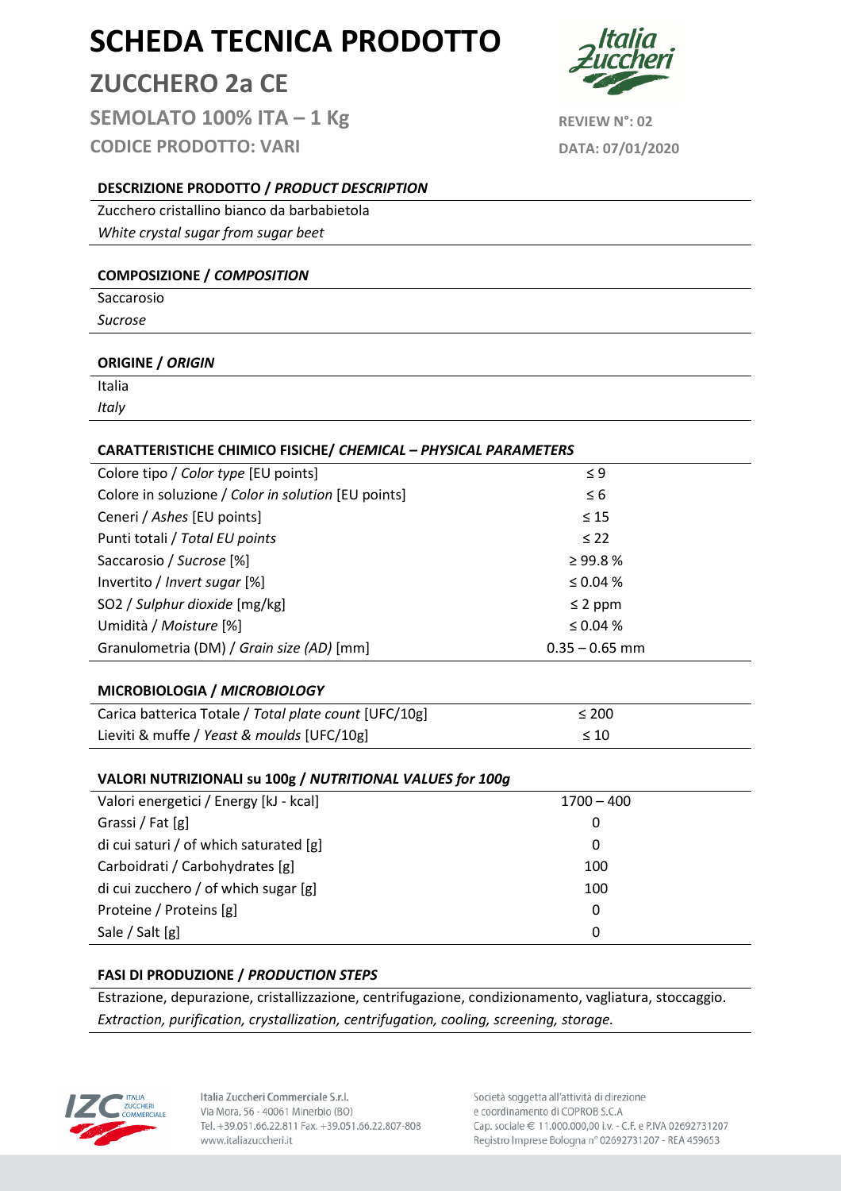# SCHEDA TECNICA PRODOTTO

## ZUCCHERO 2a CE

### SEMOLATO 100% ITA – 1 Kg

### CODICE PRODOTTO: VARI

**REVIEW N°: 02**

**DATA: 07/01/2020**

**DESCRIZIONE PRODOTTO / *PRODUCT DESCRIPTION***

Zucchero cristallino bianco da barbabietola

*White crystal sugar from sugar beet*

**COMPOSIZIONE / *COMPOSITION***

Saccarosio

*Sucrose*

**ORIGINE / *ORIGIN***

Italia

*Italy*

**CARATTERISTICHE CHIMICO FISICHE/ *CHEMICAL – PHYSICAL PARAMETERS***

| | |
|---|---|
| Colore tipo / *Color type* [EU points] | ≤ 9 |
| Colore in soluzione / *Color in solution* [EU points] | ≤ 6 |
| Ceneri / *Ashes* [EU points] | ≤ 15 |
| Punti totali / *Total EU points* | ≤ 22 |
| Saccarosio / *Sucrose* [%] | ≥ 99.8 % |
| Invertito / *Invert sugar* [%] | ≤ 0.04 % |
| SO2 / *Sulphur dioxide* [mg/kg] | ≤ 2 ppm |
| Umidità / *Moisture* [%] | ≤ 0.04 % |
| Granulometria (DM) / *Grain size (AD)* [mm] | 0.35 – 0.65 mm |

**MICROBIOLOGIA / *MICROBIOLOGY***

| | |
|---|---|
| Carica batterica Totale / *Total plate count* [UFC/10g] | ≤ 200 |
| Lieviti & muffe / *Yeast & moulds* [UFC/10g] | ≤ 10 |

**VALORI NUTRIZIONALI su 100g / *NUTRITIONAL VALUES for 100g***

| | |
|---|---|
| Valori energetici / Energy [kJ - kcal] | 1700 – 400 |
| Grassi / Fat [g] | 0 |
| di cui saturi / of which saturated [g] | 0 |
| Carboidrati / Carbohydrates [g] | 100 |
| di cui zucchero / of which sugar [g] | 100 |
| Proteine / Proteins [g] | 0 |
| Sale / Salt [g] | 0 |

**FASI DI PRODUZIONE / *PRODUCTION STEPS***

Estrazione, depurazione, cristallizzazione, centrifugazione, condizionamento, vagliatura, stoccaggio.

*Extraction, purification, crystallization, centrifugation, cooling, screening, storage.*

Italia Zuccheri Commerciale S.r.l.
Via Mora, 56 - 40061 Minerbio (BO)
Tel. +39.051.66.22.811 Fax. +39.051.66.22.807-808
www.italiazuccheri.it

Società soggetta all'attività di direzione
e coordinamento di COPROB S.C.A
Cap. sociale € 11.000.000,00 i.v. - C.F. e P.IVA 02692731207
Registro Imprese Bologna n° 02692731207 - REA 459653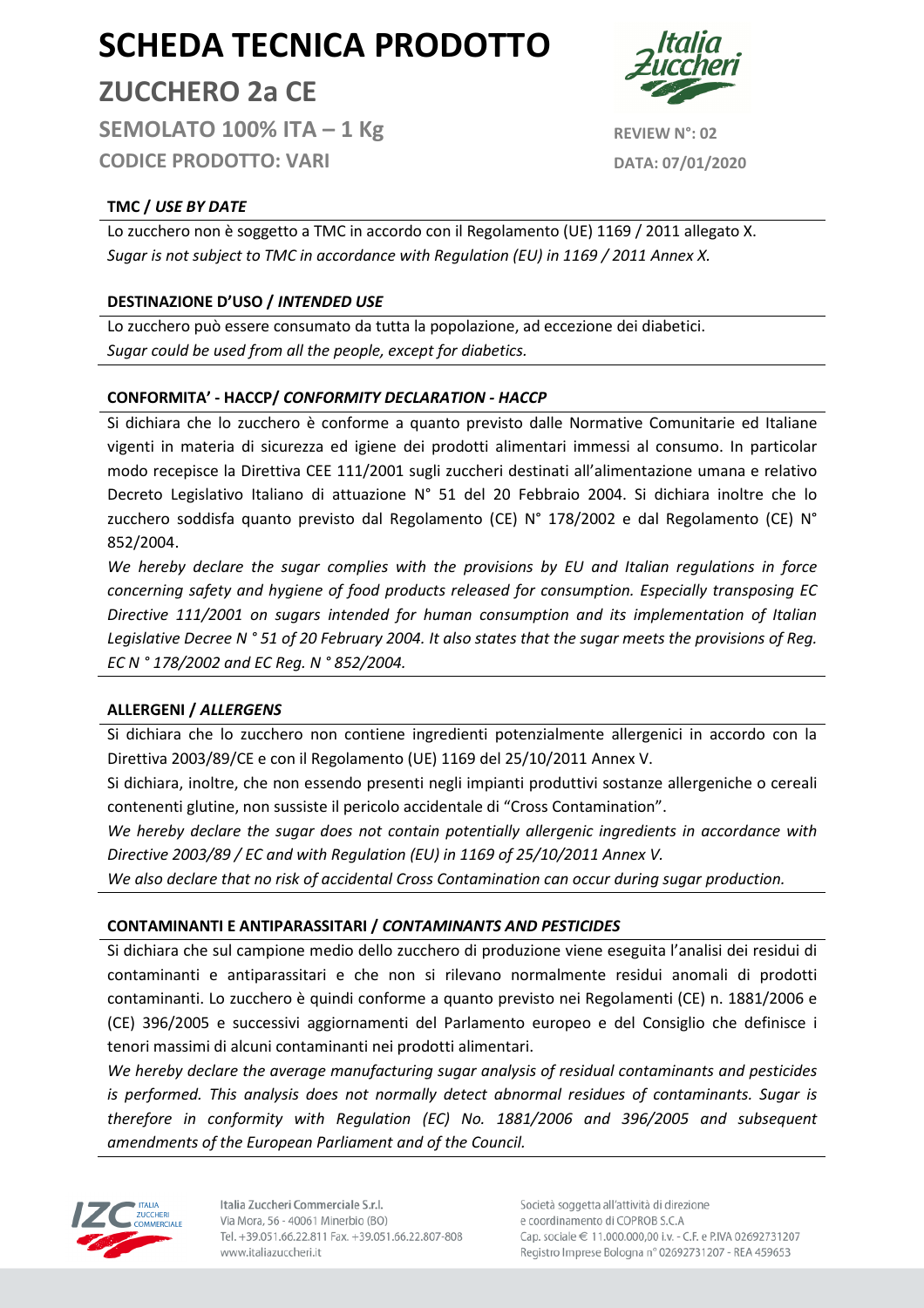# SCHEDA TECNICA PRODOTTO

## ZUCCHERO 2a CE

### SEMOLATO 100% ITA – 1 Kg

### CODICE PRODOTTO: VARI

**REVIEW N°: 02**

**DATA: 07/01/2020**

**TMC /** ***USE BY DATE***

Lo zucchero non è soggetto a TMC in accordo con il Regolamento (UE) 1169 / 2011 allegato X.
*Sugar is not subject to TMC in accordance with Regulation (EU) in 1169 / 2011 Annex X.*

**DESTINAZIONE D'USO /** ***INTENDED USE***

Lo zucchero può essere consumato da tutta la popolazione, ad eccezione dei diabetici.
*Sugar could be used from all the people, except for diabetics.*

**CONFORMITA' - HACCP/** ***CONFORMITY DECLARATION - HACCP***

Si dichiara che lo zucchero è conforme a quanto previsto dalle Normative Comunitarie ed Italiane vigenti in materia di sicurezza ed igiene dei prodotti alimentari immessi al consumo. In particolar modo recepisce la Direttiva CEE 111/2001 sugli zuccheri destinati all'alimentazione umana e relativo Decreto Legislativo Italiano di attuazione N° 51 del 20 Febbraio 2004. Si dichiara inoltre che lo zucchero soddisfa quanto previsto dal Regolamento (CE) N° 178/2002 e dal Regolamento (CE) N° 852/2004.

*We hereby declare the sugar complies with the provisions by EU and Italian regulations in force concerning safety and hygiene of food products released for consumption. Especially transposing EC Directive 111/2001 on sugars intended for human consumption and its implementation of Italian Legislative Decree N ° 51 of 20 February 2004. It also states that the sugar meets the provisions of Reg. EC N ° 178/2002 and EC Reg. N ° 852/2004.*

**ALLERGENI /** ***ALLERGENS***

Si dichiara che lo zucchero non contiene ingredienti potenzialmente allergenici in accordo con la Direttiva 2003/89/CE e con il Regolamento (UE) 1169 del 25/10/2011 Annex V.

Si dichiara, inoltre, che non essendo presenti negli impianti produttivi sostanze allergeniche o cereali contenenti glutine, non sussiste il pericolo accidentale di "Cross Contamination".

*We hereby declare the sugar does not contain potentially allergenic ingredients in accordance with Directive 2003/89 / EC and with Regulation (EU) in 1169 of 25/10/2011 Annex V.*

*We also declare that no risk of accidental Cross Contamination can occur during sugar production.*

**CONTAMINANTI E ANTIPARASSITARI /** ***CONTAMINANTS AND PESTICIDES***

Si dichiara che sul campione medio dello zucchero di produzione viene eseguita l'analisi dei residui di contaminanti e antiparassitari e che non si rilevano normalmente residui anomali di prodotti contaminanti. Lo zucchero è quindi conforme a quanto previsto nei Regolamenti (CE) n. 1881/2006 e (CE) 396/2005 e successivi aggiornamenti del Parlamento europeo e del Consiglio che definisce i tenori massimi di alcuni contaminanti nei prodotti alimentari.

*We hereby declare the average manufacturing sugar analysis of residual contaminants and pesticides is performed. This analysis does not normally detect abnormal residues of contaminants. Sugar is therefore in conformity with Regulation (EC) No. 1881/2006 and 396/2005 and subsequent amendments of the European Parliament and of the Council.*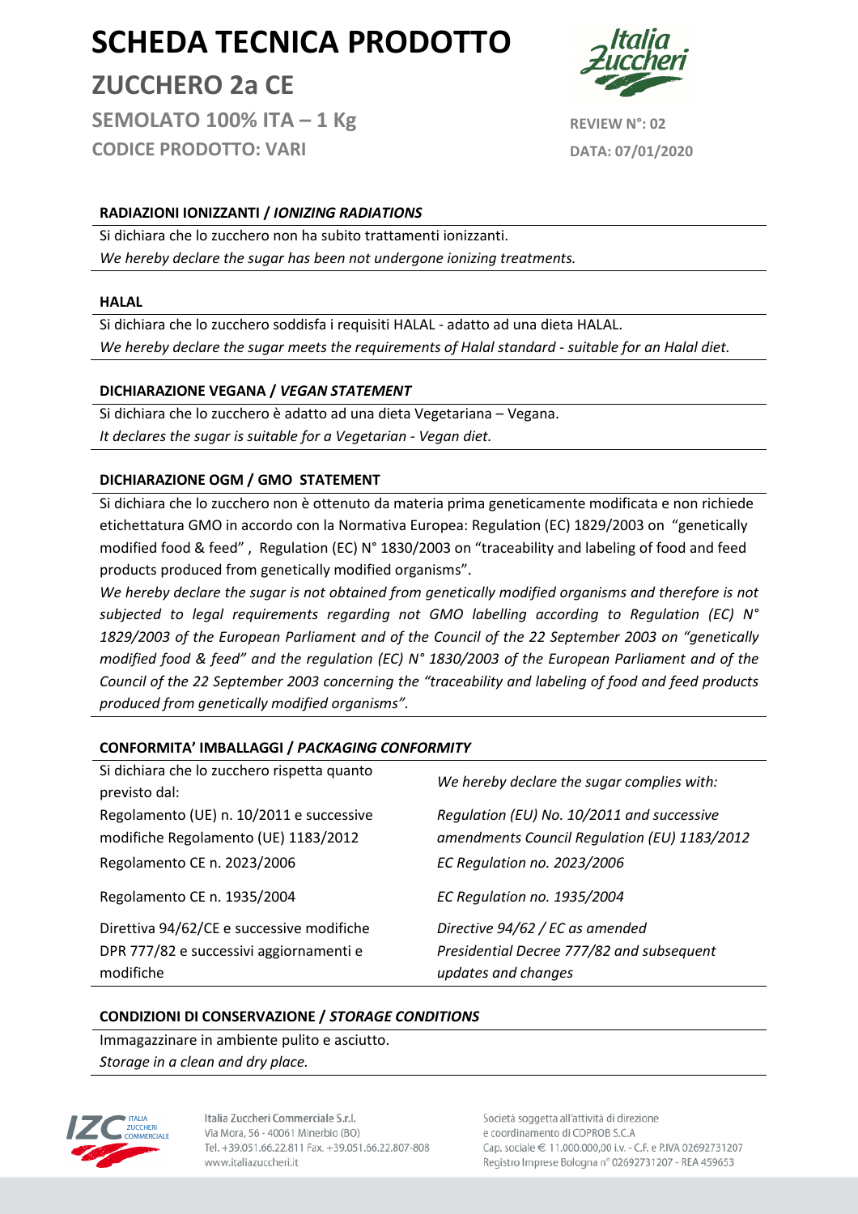# SCHEDA TECNICA PRODOTTO

## ZUCCHERO 2a CE

**SEMOLATO 100% ITA – 1 Kg**

**CODICE PRODOTTO: VARI**

**REVIEW N°: 02**

**DATA: 07/01/2020**

### RADIAZIONI IONIZZANTI / *IONIZING RADIATIONS*

Si dichiara che lo zucchero non ha subito trattamenti ionizzanti.

*We hereby declare the sugar has been not undergone ionizing treatments.*

### HALAL

Si dichiara che lo zucchero soddisfa i requisiti HALAL - adatto ad una dieta HALAL.

*We hereby declare the sugar meets the requirements of Halal standard - suitable for an Halal diet.*

### DICHIARAZIONE VEGANA / *VEGAN STATEMENT*

Si dichiara che lo zucchero è adatto ad una dieta Vegetariana – Vegana.

*It declares the sugar is suitable for a Vegetarian - Vegan diet.*

### DICHIARAZIONE OGM / GMO STATEMENT

Si dichiara che lo zucchero non è ottenuto da materia prima geneticamente modificata e non richiede etichettatura GMO in accordo con la Normativa Europea: Regulation (EC) 1829/2003 on "genetically modified food & feed" , Regulation (EC) N° 1830/2003 on "traceability and labeling of food and feed products produced from genetically modified organisms".

*We hereby declare the sugar is not obtained from genetically modified organisms and therefore is not subjected to legal requirements regarding not GMO labelling according to Regulation (EC) N° 1829/2003 of the European Parliament and of the Council of the 22 September 2003 on "genetically modified food & feed" and the regulation (EC) N° 1830/2003 of the European Parliament and of the Council of the 22 September 2003 concerning the "traceability and labeling of food and feed products produced from genetically modified organisms".*

### CONFORMITA' IMBALLAGGI / *PACKAGING CONFORMITY*

| Si dichiara che lo zucchero rispetta quanto previsto dal: | *We hereby declare the sugar complies with:* |
|---|---|
| Regolamento (UE) n. 10/2011 e successive modifiche Regolamento (UE) 1183/2012 | *Regulation (EU) No. 10/2011 and successive amendments Council Regulation (EU) 1183/2012* |
| Regolamento CE n. 2023/2006 | *EC Regulation no. 2023/2006* |
| Regolamento CE n. 1935/2004 | *EC Regulation no. 1935/2004* |
| Direttiva 94/62/CE e successive modifiche DPR 777/82 e successivi aggiornamenti e modifiche | *Directive 94/62 / EC as amended Presidential Decree 777/82 and subsequent updates and changes* |

### CONDIZIONI DI CONSERVAZIONE / *STORAGE CONDITIONS*

Immagazzinare in ambiente pulito e asciutto.

*Storage in a clean and dry place.*

Italia Zuccheri Commerciale S.r.l.
Via Mora, 56 - 40061 Minerbio (BO)
Tel. +39.051.66.22.811 Fax. +39.051.66.22.807-808
www.italiazuccheri.it

Società soggetta all'attività di direzione e coordinamento di COPROB S.C.A
Cap. sociale € 11.000.000,00 i.v. - C.F. e P.IVA 02692731207
Registro Imprese Bologna n° 02692731207 - REA 459653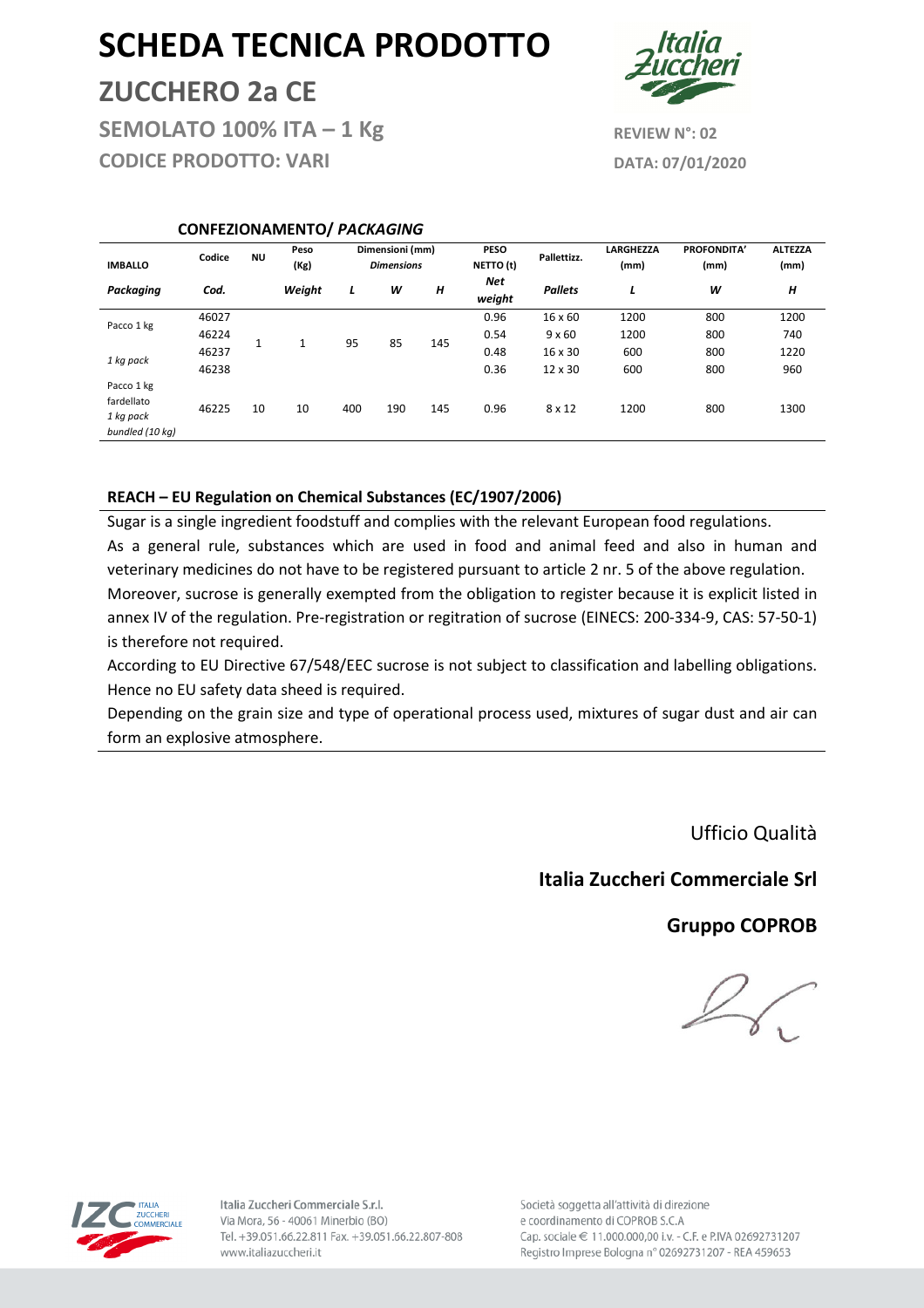# SCHEDA TECNICA PRODOTTO

## ZUCCHERO 2a CE

### SEMOLATO 100% ITA – 1 Kg

### CODICE PRODOTTO: VARI

**REVIEW N°: 02**

**DATA: 07/01/2020**

### CONFEZIONAMENTO/ *PACKAGING*

| IMBALLO *Packaging* | Codice *Cod.* | NU | Peso (Kg) *Weight* | Dimensioni (mm) *Dimensions* L | W | H | PESO NETTO (t) *Net weight* | Pallettizz. *Pallets* | LARGHEZZA (mm) L | PROFONDITA' (mm) W | ALTEZZA (mm) H |
|---|---|---|---|---|---|---|---|---|---|---|---|
| Pacco 1 kg *1 kg pack* | 46027 | 1 | 1 | 95 | 85 | 145 | 0.96 | 16 x 60 | 1200 | 800 | 1200 |
| | 46224 | | | | | | 0.54 | 9 x 60 | 1200 | 800 | 740 |
| | 46237 | | | | | | 0.48 | 16 x 30 | 600 | 800 | 1220 |
| | 46238 | | | | | | 0.36 | 12 x 30 | 600 | 800 | 960 |
| Pacco 1 kg fardellato *1 kg pack bundled (10 kg)* | 46225 | 10 | 10 | 400 | 190 | 145 | 0.96 | 8 x 12 | 1200 | 800 | 1300 |

**REACH – EU Regulation on Chemical Substances (EC/1907/2006)**

Sugar is a single ingredient foodstuff and complies with the relevant European food regulations.

As a general rule, substances which are used in food and animal feed and also in human and veterinary medicines do not have to be registered pursuant to article 2 nr. 5 of the above regulation. Moreover, sucrose is generally exempted from the obligation to register because it is explicit listed in annex IV of the regulation. Pre-registration or regitration of sucrose (EINECS: 200-334-9, CAS: 57-50-1) is therefore not required.

According to EU Directive 67/548/EEC sucrose is not subject to classification and labelling obligations. Hence no EU safety data sheed is required.

Depending on the grain size and type of operational process used, mixtures of sugar dust and air can form an explosive atmosphere.

Ufficio Qualità

**Italia Zuccheri Commerciale Srl**

**Gruppo COPROB**

Italia Zuccheri Commerciale S.r.l.
Via Mora, 56 - 40061 Minerbio (BO)
Tel. +39.051.66.22.811 Fax. +39.051.66.22.807-808
www.italiazuccheri.it

Società soggetta all'attività di direzione e coordinamento di COPROB S.C.A
Cap. sociale € 11.000.000,00 i.v. - C.F. e P.IVA 02692731207
Registro Imprese Bologna n° 02692731207 - REA 459653